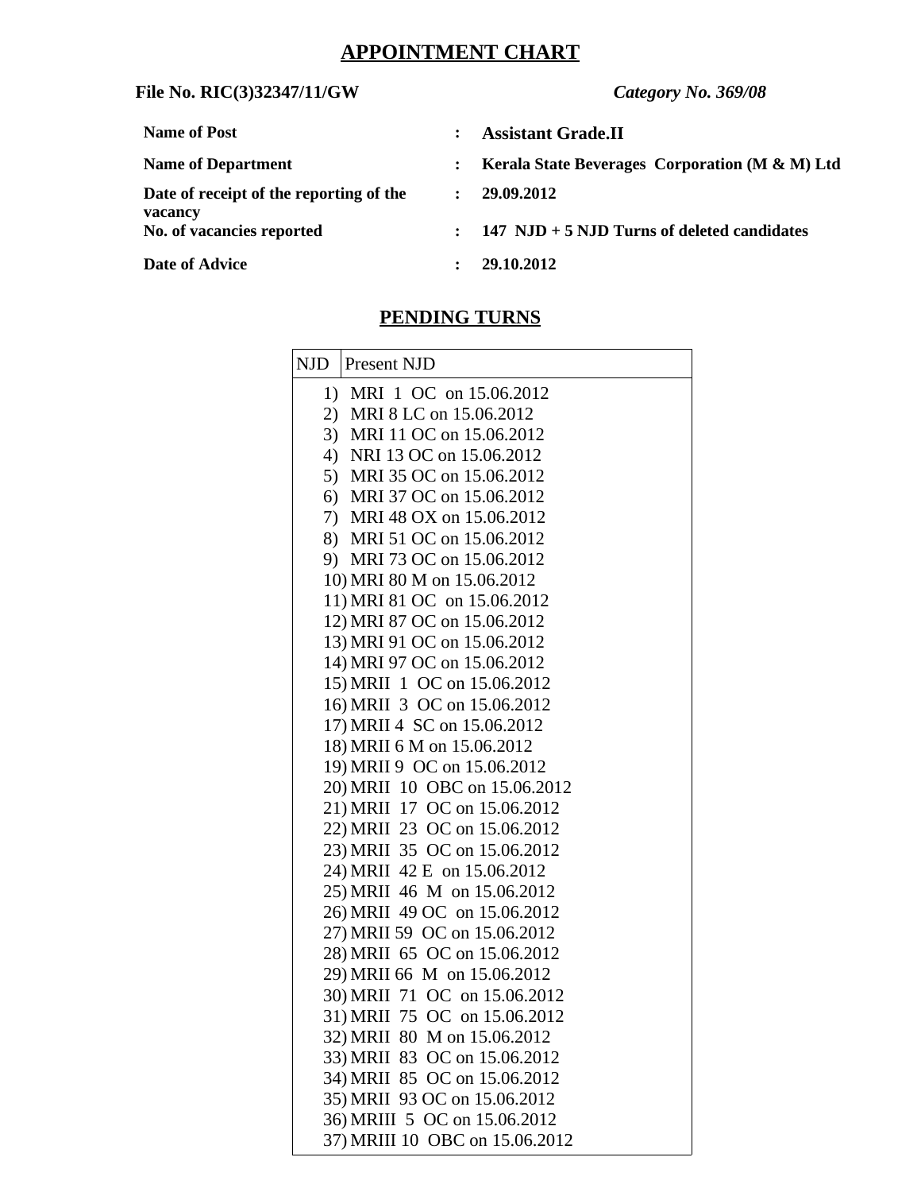# APPOINTMENT CHART

**File No. RIC(3)32347/11/GW** ***Category No. 369/08***

| | | |
|---|---|---|
| **Name of Post** | : | **Assistant Grade.II** |
| **Name of Department** | : | **Kerala State Beverages Corporation (M & M) Ltd** |
| **Date of receipt of the reporting of the vacancy** | : | **29.09.2012** |
| **No. of vacancies reported** | : | **147 NJD + 5 NJD Turns of deleted candidates** |
| **Date of Advice** | : | **29.10.2012** |

## PENDING TURNS

| NJD | Present NJD |
|---|---|
| | 1) MRI 1 OC on 15.06.2012<br>2) MRI 8 LC on 15.06.2012<br>3) MRI 11 OC on 15.06.2012<br>4) NRI 13 OC on 15.06.2012<br>5) MRI 35 OC on 15.06.2012<br>6) MRI 37 OC on 15.06.2012<br>7) MRI 48 OX on 15.06.2012<br>8) MRI 51 OC on 15.06.2012<br>9) MRI 73 OC on 15.06.2012<br>10) MRI 80 M on 15.06.2012<br>11) MRI 81 OC on 15.06.2012<br>12) MRI 87 OC on 15.06.2012<br>13) MRI 91 OC on 15.06.2012<br>14) MRI 97 OC on 15.06.2012<br>15) MRII 1 OC on 15.06.2012<br>16) MRII 3 OC on 15.06.2012<br>17) MRII 4 SC on 15.06.2012<br>18) MRII 6 M on 15.06.2012<br>19) MRII 9 OC on 15.06.2012<br>20) MRII 10 OBC on 15.06.2012<br>21) MRII 17 OC on 15.06.2012<br>22) MRII 23 OC on 15.06.2012<br>23) MRII 35 OC on 15.06.2012<br>24) MRII 42 E on 15.06.2012<br>25) MRII 46 M on 15.06.2012<br>26) MRII 49 OC on 15.06.2012<br>27) MRII 59 OC on 15.06.2012<br>28) MRII 65 OC on 15.06.2012<br>29) MRII 66 M on 15.06.2012<br>30) MRII 71 OC on 15.06.2012<br>31) MRII 75 OC on 15.06.2012<br>32) MRII 80 M on 15.06.2012<br>33) MRII 83 OC on 15.06.2012<br>34) MRII 85 OC on 15.06.2012<br>35) MRII 93 OC on 15.06.2012<br>36) MRIII 5 OC on 15.06.2012<br>37) MRIII 10 OBC on 15.06.2012 |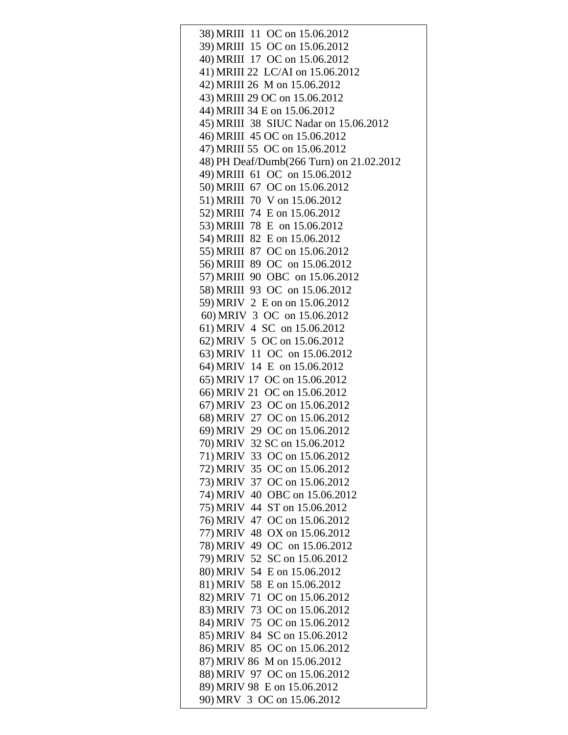38) MRIII 11 OC on 15.06.2012
39) MRIII 15 OC on 15.06.2012
40) MRIII 17 OC on 15.06.2012
41) MRIII 22 LC/AI on 15.06.2012
42) MRIII 26 M on 15.06.2012
43) MRIII 29 OC on 15.06.2012
44) MRIII 34 E on 15.06.2012
45) MRIII 38 SIUC Nadar on 15.06.2012
46) MRIII 45 OC on 15.06.2012
47) MRIII 55 OC on 15.06.2012
48) PH Deaf/Dumb(266 Turn) on 21.02.2012
49) MRIII 61 OC on 15.06.2012
50) MRIII 67 OC on 15.06.2012
51) MRIII 70 V on 15.06.2012
52) MRIII 74 E on 15.06.2012
53) MRIII 78 E on 15.06.2012
54) MRIII 82 E on 15.06.2012
55) MRIII 87 OC on 15.06.2012
56) MRIII 89 OC on 15.06.2012
57) MRIII 90 OBC on 15.06.2012
58) MRIII 93 OC on 15.06.2012
59) MRIV 2 E on on 15.06.2012
60) MRIV 3 OC on 15.06.2012
61) MRIV 4 SC on 15.06.2012
62) MRIV 5 OC on 15.06.2012
63) MRIV 11 OC on 15.06.2012
64) MRIV 14 E on 15.06.2012
65) MRIV 17 OC on 15.06.2012
66) MRIV 21 OC on 15.06.2012
67) MRIV 23 OC on 15.06.2012
68) MRIV 27 OC on 15.06.2012
69) MRIV 29 OC on 15.06.2012
70) MRIV 32 SC on 15.06.2012
71) MRIV 33 OC on 15.06.2012
72) MRIV 35 OC on 15.06.2012
73) MRIV 37 OC on 15.06.2012
74) MRIV 40 OBC on 15.06.2012
75) MRIV 44 ST on 15.06.2012
76) MRIV 47 OC on 15.06.2012
77) MRIV 48 OX on 15.06.2012
78) MRIV 49 OC on 15.06.2012
79) MRIV 52 SC on 15.06.2012
80) MRIV 54 E on 15.06.2012
81) MRIV 58 E on 15.06.2012
82) MRIV 71 OC on 15.06.2012
83) MRIV 73 OC on 15.06.2012
84) MRIV 75 OC on 15.06.2012
85) MRIV 84 SC on 15.06.2012
86) MRIV 85 OC on 15.06.2012
87) MRIV 86 M on 15.06.2012
88) MRIV 97 OC on 15.06.2012
89) MRIV 98 E on 15.06.2012
90) MRV 3 OC on 15.06.2012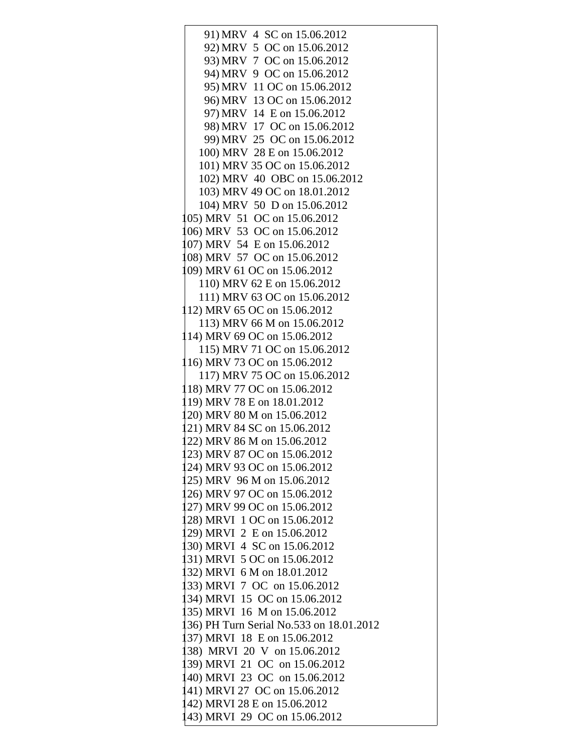91) MRV 4 SC on 15.06.2012
92) MRV 5 OC on 15.06.2012
93) MRV 7 OC on 15.06.2012
94) MRV 9 OC on 15.06.2012
95) MRV 11 OC on 15.06.2012
96) MRV 13 OC on 15.06.2012
97) MRV 14 E on 15.06.2012
98) MRV 17 OC on 15.06.2012
99) MRV 25 OC on 15.06.2012
100) MRV 28 E on 15.06.2012
101) MRV 35 OC on 15.06.2012
102) MRV 40 OBC on 15.06.2012
103) MRV 49 OC on 18.01.2012
104) MRV 50 D on 15.06.2012
105) MRV 51 OC on 15.06.2012
106) MRV 53 OC on 15.06.2012
107) MRV 54 E on 15.06.2012
108) MRV 57 OC on 15.06.2012
109) MRV 61 OC on 15.06.2012
110) MRV 62 E on 15.06.2012
111) MRV 63 OC on 15.06.2012
112) MRV 65 OC on 15.06.2012
113) MRV 66 M on 15.06.2012
114) MRV 69 OC on 15.06.2012
115) MRV 71 OC on 15.06.2012
116) MRV 73 OC on 15.06.2012
117) MRV 75 OC on 15.06.2012
118) MRV 77 OC on 15.06.2012
119) MRV 78 E on 18.01.2012
120) MRV 80 M on 15.06.2012
121) MRV 84 SC on 15.06.2012
122) MRV 86 M on 15.06.2012
123) MRV 87 OC on 15.06.2012
124) MRV 93 OC on 15.06.2012
125) MRV 96 M on 15.06.2012
126) MRV 97 OC on 15.06.2012
127) MRV 99 OC on 15.06.2012
128) MRVI 1 OC on 15.06.2012
129) MRVI 2 E on 15.06.2012
130) MRVI 4 SC on 15.06.2012
131) MRVI 5 OC on 15.06.2012
132) MRVI 6 M on 18.01.2012
133) MRVI 7 OC on 15.06.2012
134) MRVI 15 OC on 15.06.2012
135) MRVI 16 M on 15.06.2012
136) PH Turn Serial No.533 on 18.01.2012
137) MRVI 18 E on 15.06.2012
138) MRVI 20 V on 15.06.2012
139) MRVI 21 OC on 15.06.2012
140) MRVI 23 OC on 15.06.2012
141) MRVI 27 OC on 15.06.2012
142) MRVI 28 E on 15.06.2012
143) MRVI 29 OC on 15.06.2012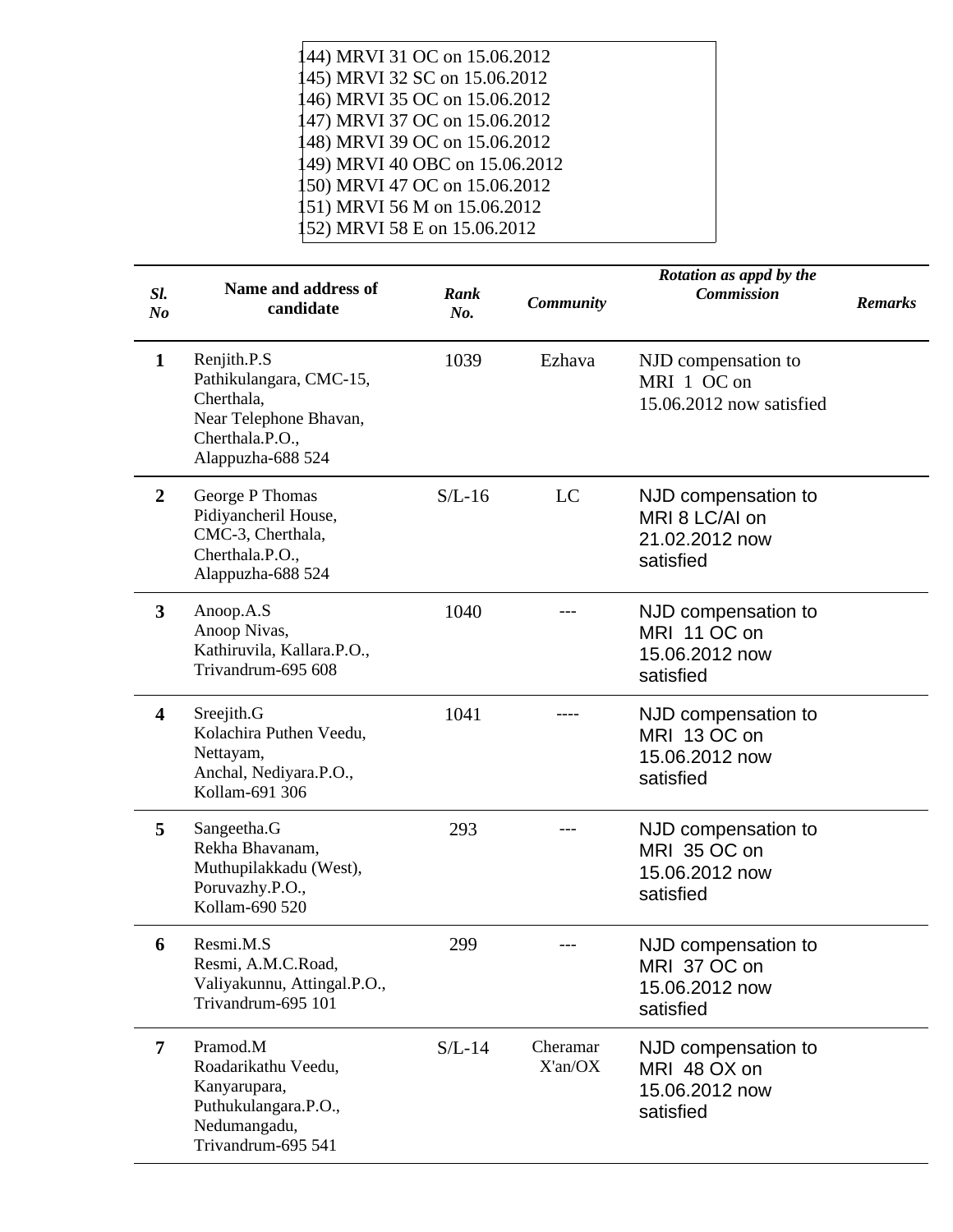144) MRVI 31 OC on 15.06.2012
145) MRVI 32 SC on 15.06.2012
146) MRVI 35 OC on 15.06.2012
147) MRVI 37 OC on 15.06.2012
148) MRVI 39 OC on 15.06.2012
149) MRVI 40 OBC on 15.06.2012
150) MRVI 47 OC on 15.06.2012
151) MRVI 56 M on 15.06.2012
152) MRVI 58 E on 15.06.2012

| Sl. No | Name and address of candidate | Rank No. | Community | Rotation as appd by the Commission | Remarks |
|---|---|---|---|---|---|
| 1 | Renjith.P.S<br>Pathikulangara, CMC-15, Cherthala,<br>Near Telephone Bhavan,<br>Cherthala.P.O.,<br>Alappuzha-688 524 | 1039 | Ezhava | NJD compensation to MRI 1 OC on 15.06.2012 now satisfied | |
| 2 | George P Thomas<br>Pidiyancheril House,<br>CMC-3, Cherthala,<br>Cherthala.P.O.,<br>Alappuzha-688 524 | S/L-16 | LC | NJD compensation to MRI 8 LC/AI on 21.02.2012 now satisfied | |
| 3 | Anoop.A.S<br>Anoop Nivas,<br>Kathiruvila, Kallara.P.O.,<br>Trivandrum-695 608 | 1040 | --- | NJD compensation to MRI 11 OC on 15.06.2012 now satisfied | |
| 4 | Sreejith.G<br>Kolachira Puthen Veedu,<br>Nettayam,<br>Anchal, Nediyara.P.O.,<br>Kollam-691 306 | 1041 | ---- | NJD compensation to MRI 13 OC on 15.06.2012 now satisfied | |
| 5 | Sangeetha.G<br>Rekha Bhavanam,<br>Muthupilakkadu (West),<br>Poruvazhy.P.O.,<br>Kollam-690 520 | 293 | --- | NJD compensation to MRI 35 OC on 15.06.2012 now satisfied | |
| 6 | Resmi.M.S<br>Resmi, A.M.C.Road,<br>Valiyakunnu, Attingal.P.O.,<br>Trivandrum-695 101 | 299 | --- | NJD compensation to MRI 37 OC on 15.06.2012 now satisfied | |
| 7 | Pramod.M<br>Roadarikathu Veedu,<br>Kanyarupara,<br>Puthukulangara.P.O.,<br>Nedumangadu,<br>Trivandrum-695 541 | S/L-14 | Cheramar X'an/OX | NJD compensation to MRI 48 OX on 15.06.2012 now satisfied | |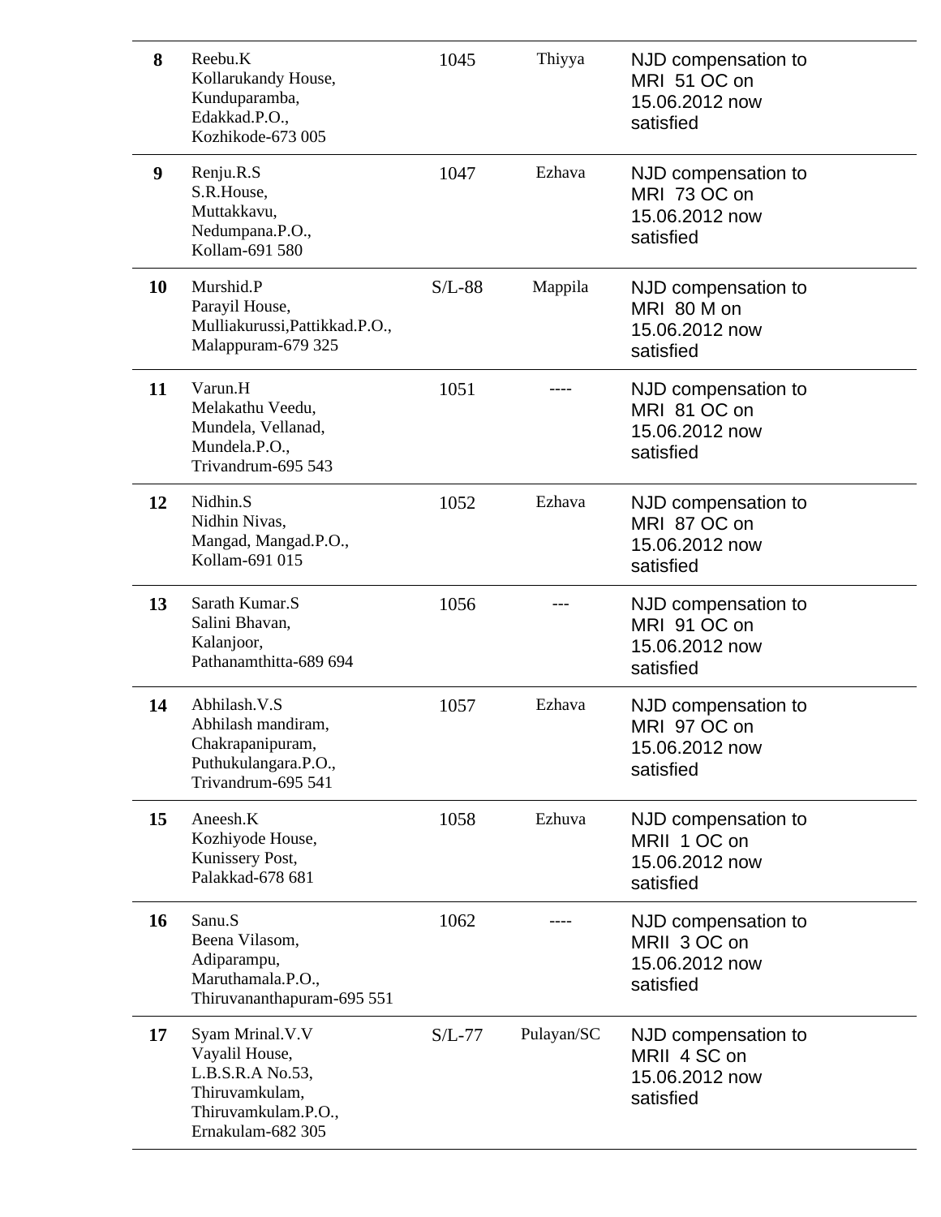| | | | | |
|---|---|---|---|---|
| **8** | Reebu.K<br>Kollarukandy House,<br>Kunduparamba,<br>Edakkad.P.O.,<br>Kozhikode-673 005 | 1045 | Thiyya | NJD compensation to MRI 51 OC on 15.06.2012 now satisfied |
| **9** | Renju.R.S<br>S.R.House,<br>Muttakkavu,<br>Nedumpana.P.O.,<br>Kollam-691 580 | 1047 | Ezhava | NJD compensation to MRI 73 OC on 15.06.2012 now satisfied |
| **10** | Murshid.P<br>Parayil House,<br>Mulliakurussi,Pattikkad.P.O.,<br>Malappuram-679 325 | S/L-88 | Mappila | NJD compensation to MRI 80 M on 15.06.2012 now satisfied |
| **11** | Varun.H<br>Melakathu Veedu,<br>Mundela, Vellanad,<br>Mundela.P.O.,<br>Trivandrum-695 543 | 1051 | ---- | NJD compensation to MRI 81 OC on 15.06.2012 now satisfied |
| **12** | Nidhin.S<br>Nidhin Nivas,<br>Mangad, Mangad.P.O.,<br>Kollam-691 015 | 1052 | Ezhava | NJD compensation to MRI 87 OC on 15.06.2012 now satisfied |
| **13** | Sarath Kumar.S<br>Salini Bhavan,<br>Kalanjoor,<br>Pathanamthitta-689 694 | 1056 | --- | NJD compensation to MRI 91 OC on 15.06.2012 now satisfied |
| **14** | Abhilash.V.S<br>Abhilash mandiram,<br>Chakrapanipuram,<br>Puthukulangara.P.O.,<br>Trivandrum-695 541 | 1057 | Ezhava | NJD compensation to MRI 97 OC on 15.06.2012 now satisfied |
| **15** | Aneesh.K<br>Kozhiyode House,<br>Kunissery Post,<br>Palakkad-678 681 | 1058 | Ezhuva | NJD compensation to MRII 1 OC on 15.06.2012 now satisfied |
| **16** | Sanu.S<br>Beena Vilasom,<br>Adiparampu,<br>Maruthamala.P.O.,<br>Thiruvananthapuram-695 551 | 1062 | ---- | NJD compensation to MRII 3 OC on 15.06.2012 now satisfied |
| **17** | Syam Mrinal.V.V<br>Vayalil House,<br>L.B.S.R.A No.53,<br>Thiruvamkulam,<br>Thiruvamkulam.P.O.,<br>Ernakulam-682 305 | S/L-77 | Pulayan/SC | NJD compensation to MRII 4 SC on 15.06.2012 now satisfied |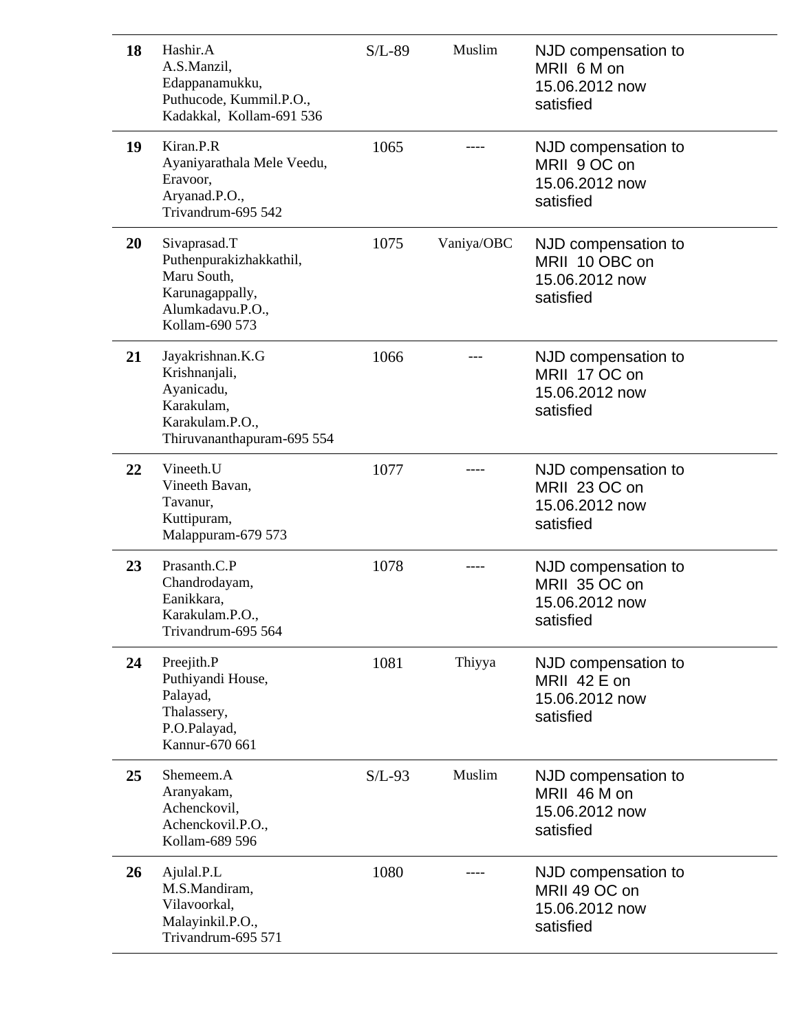| | | | | |
|---|---|---|---|---|
| **18** | Hashir.A<br>A.S.Manzil,<br>Edappanamukku,<br>Puthucode, Kummil.P.O.,<br>Kadakkal, Kollam-691 536 | S/L-89 | Muslim | NJD compensation to MRII 6 M on 15.06.2012 now satisfied |
| **19** | Kiran.P.R<br>Ayaniyarathala Mele Veedu,<br>Eravoor,<br>Aryanad.P.O.,<br>Trivandrum-695 542 | 1065 | ---- | NJD compensation to MRII 9 OC on 15.06.2012 now satisfied |
| **20** | Sivaprasad.T<br>Puthenpurakizhakkathil,<br>Maru South,<br>Karunagappally,<br>Alumkadavu.P.O.,<br>Kollam-690 573 | 1075 | Vaniya/OBC | NJD compensation to MRII 10 OBC on 15.06.2012 now satisfied |
| **21** | Jayakrishnan.K.G<br>Krishnanjali,<br>Ayanicadu,<br>Karakulam,<br>Karakulam.P.O.,<br>Thiruvananthapuram-695 554 | 1066 | --- | NJD compensation to MRII 17 OC on 15.06.2012 now satisfied |
| **22** | Vineeth.U<br>Vineeth Bavan,<br>Tavanur,<br>Kuttipuram,<br>Malappuram-679 573 | 1077 | ---- | NJD compensation to MRII 23 OC on 15.06.2012 now satisfied |
| **23** | Prasanth.C.P<br>Chandrodayam,<br>Eanikkara,<br>Karakulam.P.O.,<br>Trivandrum-695 564 | 1078 | ---- | NJD compensation to MRII 35 OC on 15.06.2012 now satisfied |
| **24** | Preejith.P<br>Puthiyandi House,<br>Palayad,<br>Thalassery,<br>P.O.Palayad,<br>Kannur-670 661 | 1081 | Thiyya | NJD compensation to MRII 42 E on 15.06.2012 now satisfied |
| **25** | Shemeem.A<br>Aranyakam,<br>Achenckovil,<br>Achenckovil.P.O.,<br>Kollam-689 596 | S/L-93 | Muslim | NJD compensation to MRII 46 M on 15.06.2012 now satisfied |
| **26** | Ajulal.P.L<br>M.S.Mandiram,<br>Vilavoorkal,<br>Malayinkil.P.O.,<br>Trivandrum-695 571 | 1080 | ---- | NJD compensation to MRII 49 OC on 15.06.2012 now satisfied |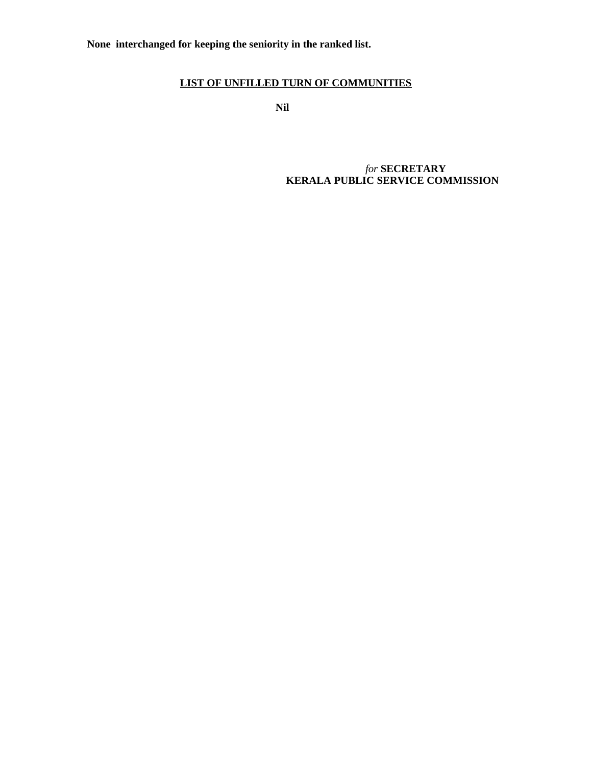**None interchanged for keeping the seniority in the ranked list.**

## LIST OF UNFILLED TURN OF COMMUNITIES

**Nil**

*for* **SECRETARY**
**KERALA PUBLIC SERVICE COMMISSION**